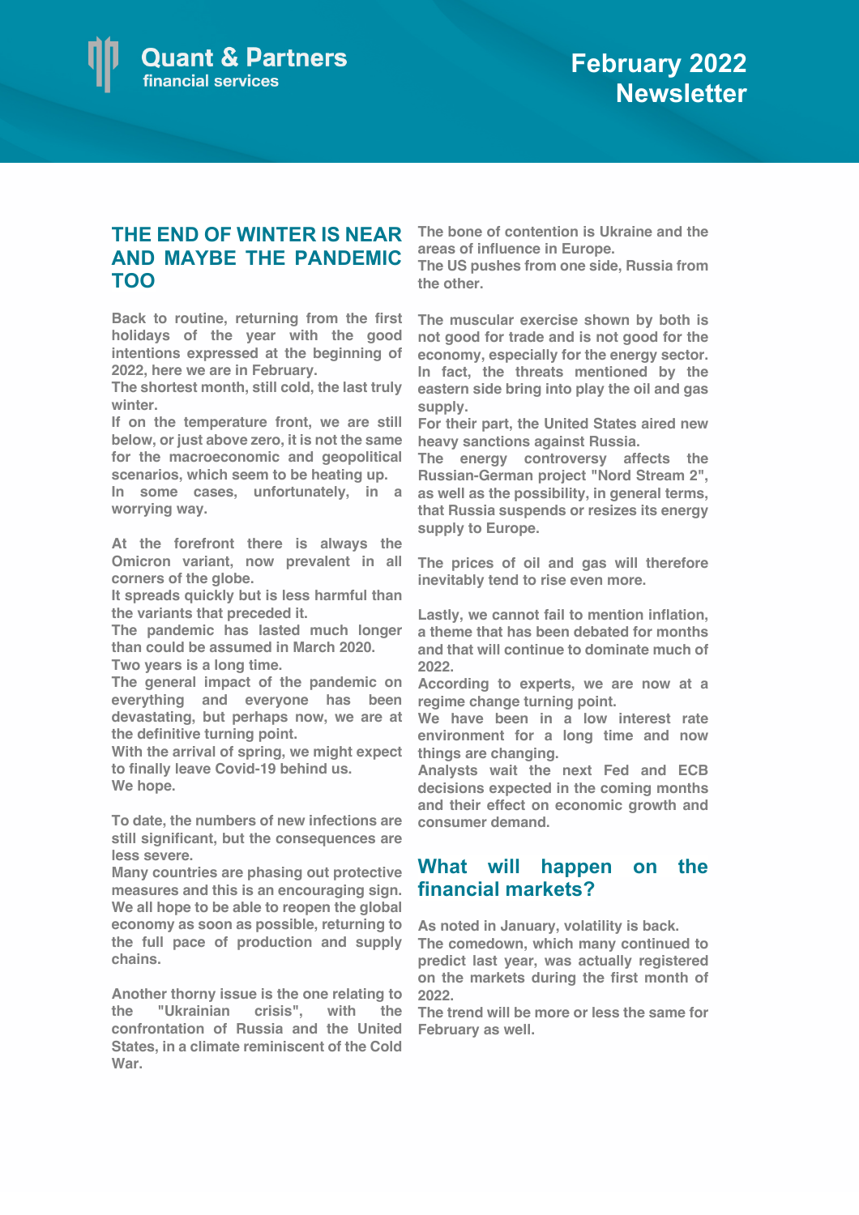# Quant & Partners
financial services

# February 2022 Newsletter

## THE END OF WINTER IS NEAR AND MAYBE THE PANDEMIC TOO

**Back to routine, returning from the first holidays of the year with the good intentions expressed at the beginning of 2022, here we are in February.**
**The shortest month, still cold, the last truly winter.**
**If on the temperature front, we are still below, or just above zero, it is not the same for the macroeconomic and geopolitical scenarios, which seem to be heating up.**
**In some cases, unfortunately, in a worrying way.**

**At the forefront there is always the Omicron variant, now prevalent in all corners of the globe.**
**It spreads quickly but is less harmful than the variants that preceded it.**
**The pandemic has lasted much longer than could be assumed in March 2020.**
**Two years is a long time.**
**The general impact of the pandemic on everything and everyone has been devastating, but perhaps now, we are at the definitive turning point.**
**With the arrival of spring, we might expect to finally leave Covid-19 behind us.**
**We hope.**

**To date, the numbers of new infections are still significant, but the consequences are less severe.**
**Many countries are phasing out protective measures and this is an encouraging sign.**
**We all hope to be able to reopen the global economy as soon as possible, returning to the full pace of production and supply chains.**

**Another thorny issue is the one relating to the "Ukrainian crisis", with the confrontation of Russia and the United States, in a climate reminiscent of the Cold War.**
**The bone of contention is Ukraine and the areas of influence in Europe.**
**The US pushes from one side, Russia from the other.**

**The muscular exercise shown by both is not good for trade and is not good for the economy, especially for the energy sector.**
**In fact, the threats mentioned by the eastern side bring into play the oil and gas supply.**
**For their part, the United States aired new heavy sanctions against Russia.**
**The energy controversy affects the Russian-German project "Nord Stream 2", as well as the possibility, in general terms, that Russia suspends or resizes its energy supply to Europe.**

**The prices of oil and gas will therefore inevitably tend to rise even more.**

**Lastly, we cannot fail to mention inflation, a theme that has been debated for months and that will continue to dominate much of 2022.**
**According to experts, we are now at a regime change turning point.**
**We have been in a low interest rate environment for a long time and now things are changing.**
**Analysts wait the next Fed and ECB decisions expected in the coming months and their effect on economic growth and consumer demand.**

## What will happen on the financial markets?

**As noted in January, volatility is back.**
**The comedown, which many continued to predict last year, was actually registered on the markets during the first month of 2022.**
**The trend will be more or less the same for February as well.**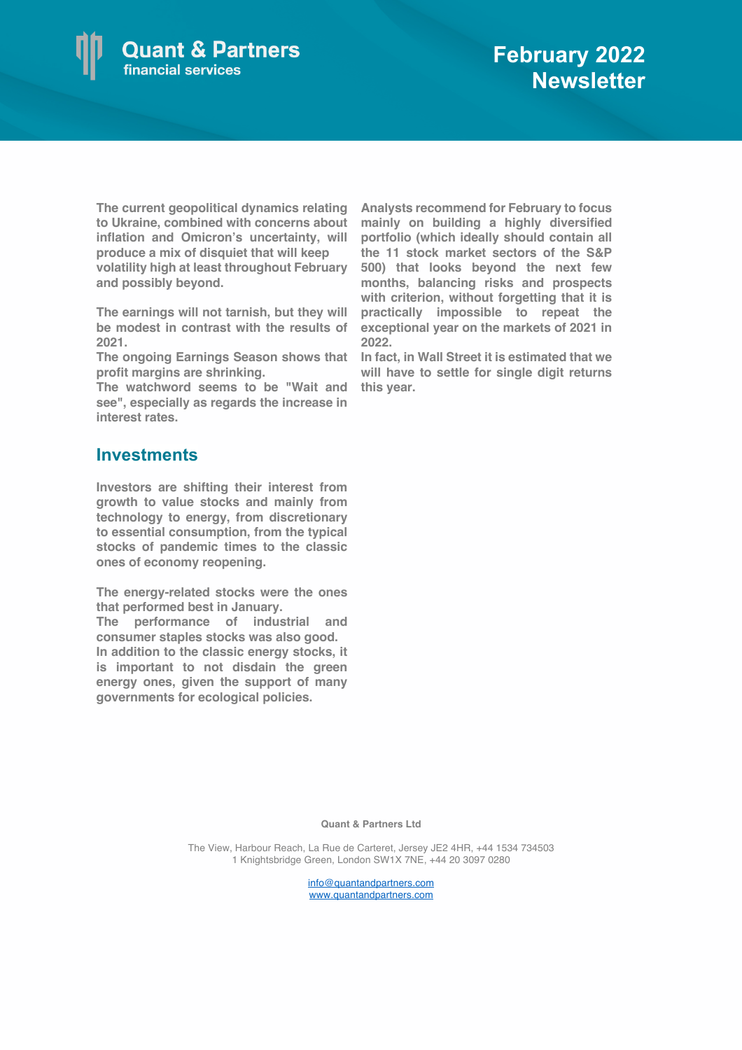# February 2022 Newsletter

The current geopolitical dynamics relating to Ukraine, combined with concerns about inflation and Omicron's uncertainty, will produce a mix of disquiet that will keep volatility high at least throughout February and possibly beyond.

The earnings will not tarnish, but they will be modest in contrast with the results of 2021.
The ongoing Earnings Season shows that profit margins are shrinking.
The watchword seems to be "Wait and see", especially as regards the increase in interest rates.

## Investments

Investors are shifting their interest from growth to value stocks and mainly from technology to energy, from discretionary to essential consumption, from the typical stocks of pandemic times to the classic ones of economy reopening.

The energy-related stocks were the ones that performed best in January.
The performance of industrial and consumer staples stocks was also good.
In addition to the classic energy stocks, it is important to not disdain the green energy ones, given the support of many governments for ecological policies.

Analysts recommend for February to focus mainly on building a highly diversified portfolio (which ideally should contain all the 11 stock market sectors of the S&P 500) that looks beyond the next few months, balancing risks and prospects with criterion, without forgetting that it is practically impossible to repeat the exceptional year on the markets of 2021 in 2022.
In fact, in Wall Street it is estimated that we will have to settle for single digit returns this year.

**Quant & Partners Ltd**

The View, Harbour Reach, La Rue de Carteret, Jersey JE2 4HR, +44 1534 734503
1 Knightsbridge Green, London SW1X 7NE, +44 20 3097 0280

info@quantandpartners.com
www.quantandpartners.com